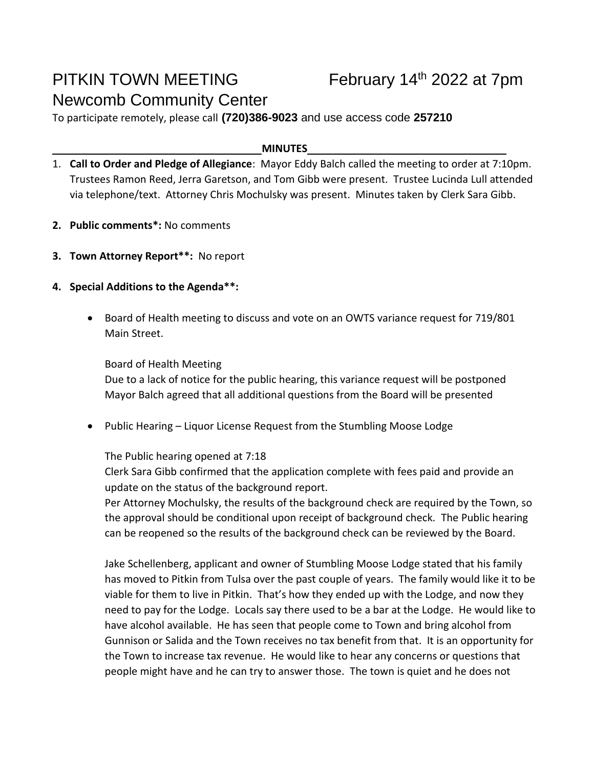# PITKIN TOWN MEETING February 14th 2022 at 7pm

## Newcomb Community Center

To participate remotely, please call **(720)386-9023** and use access code **257210**

**MINUTES**

1. **Call to Order and Pledge of Allegiance**: Mayor Eddy Balch called the meeting to order at 7:10pm. Trustees Ramon Reed, Jerra Garetson, and Tom Gibb were present. Trustee Lucinda Lull attended via telephone/text. Attorney Chris Mochulsky was present. Minutes taken by Clerk Sara Gibb.

2. **Public comments*:** No comments

3. **Town Attorney Report**:** No report

4. **Special Additions to the Agenda**:**

   - Board of Health meeting to discuss and vote on an OWTS variance request for 719/801 Main Street.

     Board of Health Meeting
     Due to a lack of notice for the public hearing, this variance request will be postponed
     Mayor Balch agreed that all additional questions from the Board will be presented

   - Public Hearing – Liquor License Request from the Stumbling Moose Lodge

     The Public hearing opened at 7:18
     Clerk Sara Gibb confirmed that the application complete with fees paid and provide an update on the status of the background report.
     Per Attorney Mochulsky, the results of the background check are required by the Town, so the approval should be conditional upon receipt of background check. The Public hearing can be reopened so the results of the background check can be reviewed by the Board.

     Jake Schellenberg, applicant and owner of Stumbling Moose Lodge stated that his family has moved to Pitkin from Tulsa over the past couple of years. The family would like it to be viable for them to live in Pitkin. That's how they ended up with the Lodge, and now they need to pay for the Lodge. Locals say there used to be a bar at the Lodge. He would like to have alcohol available. He has seen that people come to Town and bring alcohol from Gunnison or Salida and the Town receives no tax benefit from that. It is an opportunity for the Town to increase tax revenue. He would like to hear any concerns or questions that people might have and he can try to answer those. The town is quiet and he does not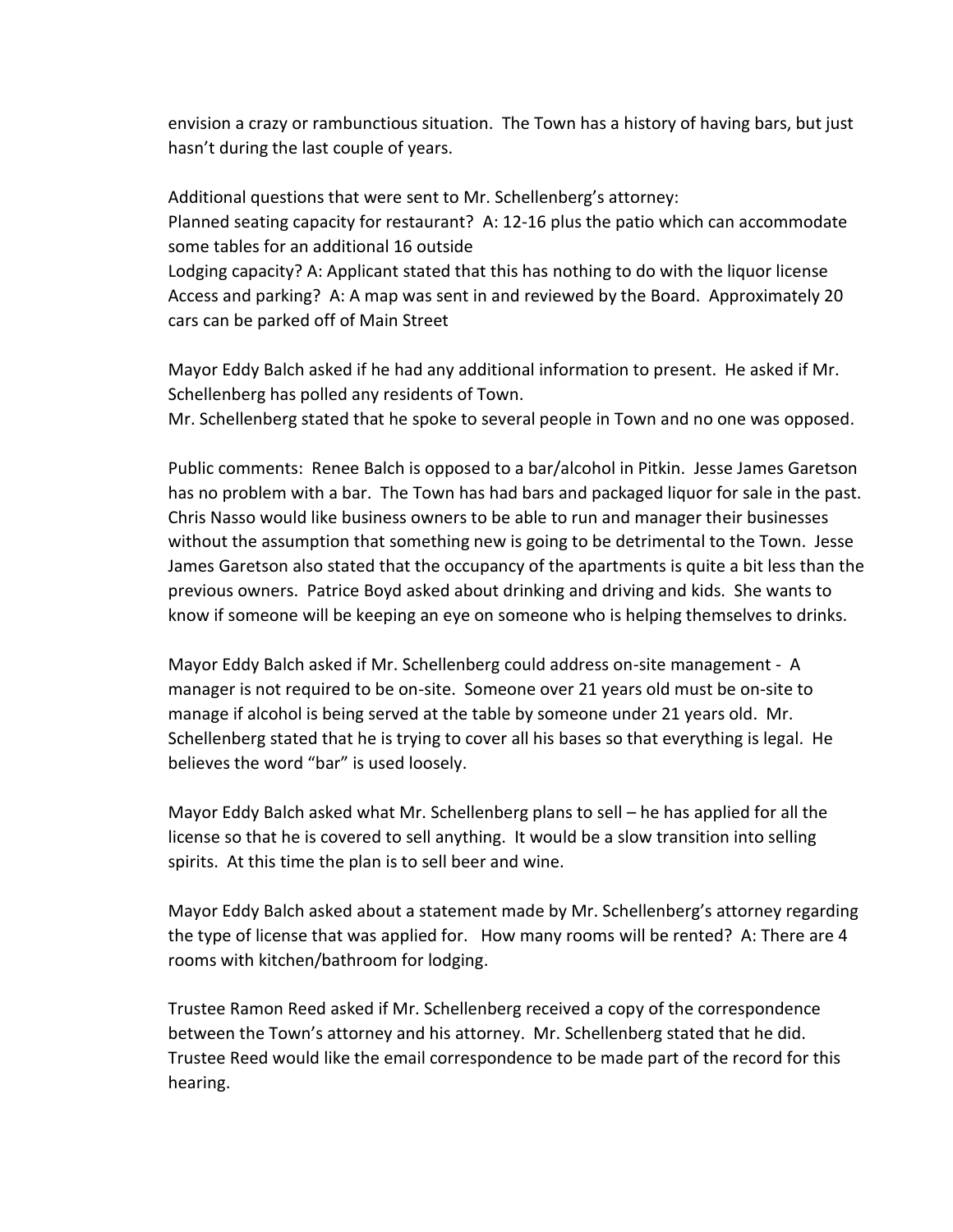envision a crazy or rambunctious situation. The Town has a history of having bars, but just hasn't during the last couple of years.

Additional questions that were sent to Mr. Schellenberg's attorney:
Planned seating capacity for restaurant? A: 12-16 plus the patio which can accommodate some tables for an additional 16 outside
Lodging capacity? A: Applicant stated that this has nothing to do with the liquor license
Access and parking? A: A map was sent in and reviewed by the Board. Approximately 20 cars can be parked off of Main Street

Mayor Eddy Balch asked if he had any additional information to present. He asked if Mr. Schellenberg has polled any residents of Town.
Mr. Schellenberg stated that he spoke to several people in Town and no one was opposed.

Public comments: Renee Balch is opposed to a bar/alcohol in Pitkin. Jesse James Garetson has no problem with a bar. The Town has had bars and packaged liquor for sale in the past. Chris Nasso would like business owners to be able to run and manager their businesses without the assumption that something new is going to be detrimental to the Town. Jesse James Garetson also stated that the occupancy of the apartments is quite a bit less than the previous owners. Patrice Boyd asked about drinking and driving and kids. She wants to know if someone will be keeping an eye on someone who is helping themselves to drinks.

Mayor Eddy Balch asked if Mr. Schellenberg could address on-site management - A manager is not required to be on-site. Someone over 21 years old must be on-site to manage if alcohol is being served at the table by someone under 21 years old. Mr. Schellenberg stated that he is trying to cover all his bases so that everything is legal. He believes the word "bar" is used loosely.

Mayor Eddy Balch asked what Mr. Schellenberg plans to sell – he has applied for all the license so that he is covered to sell anything. It would be a slow transition into selling spirits. At this time the plan is to sell beer and wine.

Mayor Eddy Balch asked about a statement made by Mr. Schellenberg's attorney regarding the type of license that was applied for. How many rooms will be rented? A: There are 4 rooms with kitchen/bathroom for lodging.

Trustee Ramon Reed asked if Mr. Schellenberg received a copy of the correspondence between the Town's attorney and his attorney. Mr. Schellenberg stated that he did. Trustee Reed would like the email correspondence to be made part of the record for this hearing.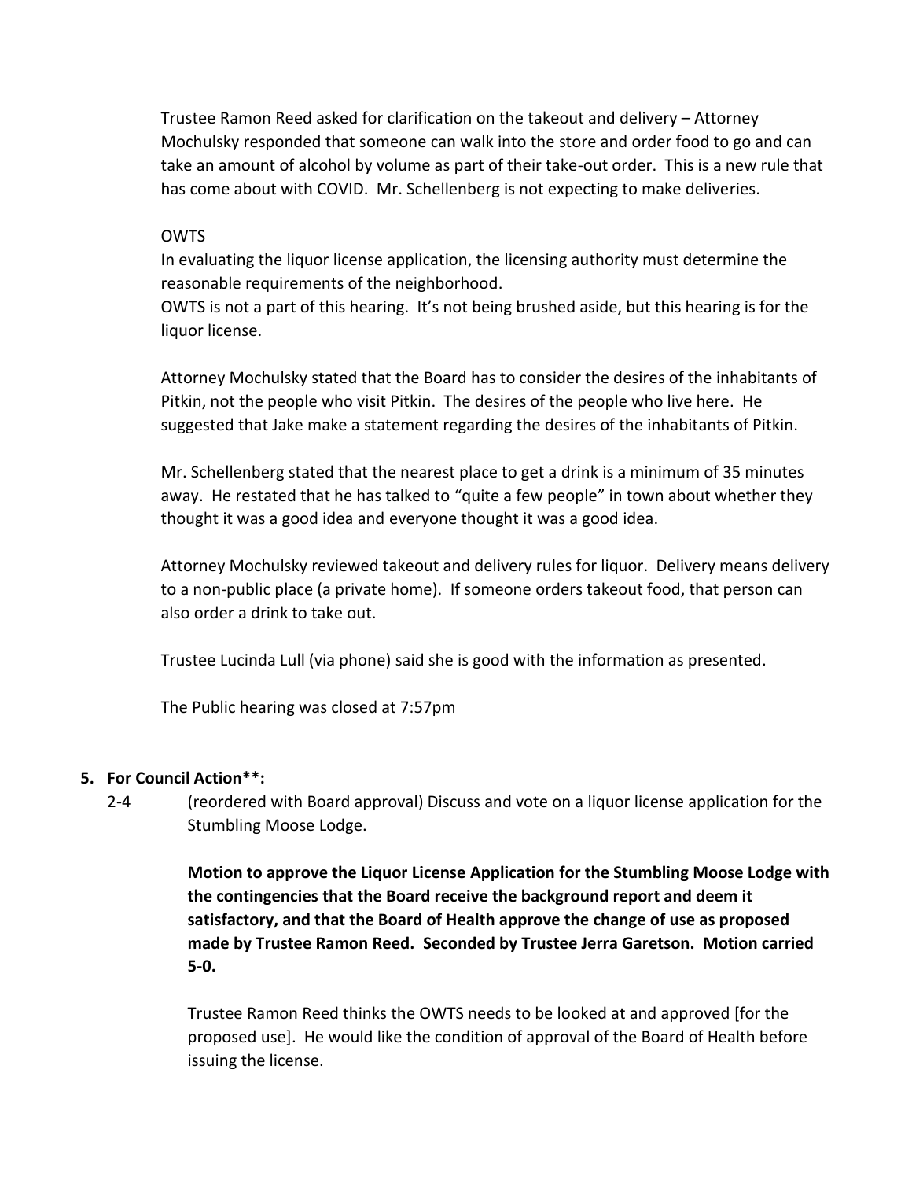Trustee Ramon Reed asked for clarification on the takeout and delivery – Attorney Mochulsky responded that someone can walk into the store and order food to go and can take an amount of alcohol by volume as part of their take-out order. This is a new rule that has come about with COVID. Mr. Schellenberg is not expecting to make deliveries.

OWTS

In evaluating the liquor license application, the licensing authority must determine the reasonable requirements of the neighborhood.

OWTS is not a part of this hearing. It's not being brushed aside, but this hearing is for the liquor license.

Attorney Mochulsky stated that the Board has to consider the desires of the inhabitants of Pitkin, not the people who visit Pitkin. The desires of the people who live here. He suggested that Jake make a statement regarding the desires of the inhabitants of Pitkin.

Mr. Schellenberg stated that the nearest place to get a drink is a minimum of 35 minutes away. He restated that he has talked to "quite a few people" in town about whether they thought it was a good idea and everyone thought it was a good idea.

Attorney Mochulsky reviewed takeout and delivery rules for liquor. Delivery means delivery to a non-public place (a private home). If someone orders takeout food, that person can also order a drink to take out.

Trustee Lucinda Lull (via phone) said she is good with the information as presented.

The Public hearing was closed at 7:57pm

5. **For Council Action**:**

2-4 (reordered with Board approval) Discuss and vote on a liquor license application for the Stumbling Moose Lodge.

**Motion to approve the Liquor License Application for the Stumbling Moose Lodge with the contingencies that the Board receive the background report and deem it satisfactory, and that the Board of Health approve the change of use as proposed made by Trustee Ramon Reed. Seconded by Trustee Jerra Garetson. Motion carried 5-0.**

Trustee Ramon Reed thinks the OWTS needs to be looked at and approved [for the proposed use]. He would like the condition of approval of the Board of Health before issuing the license.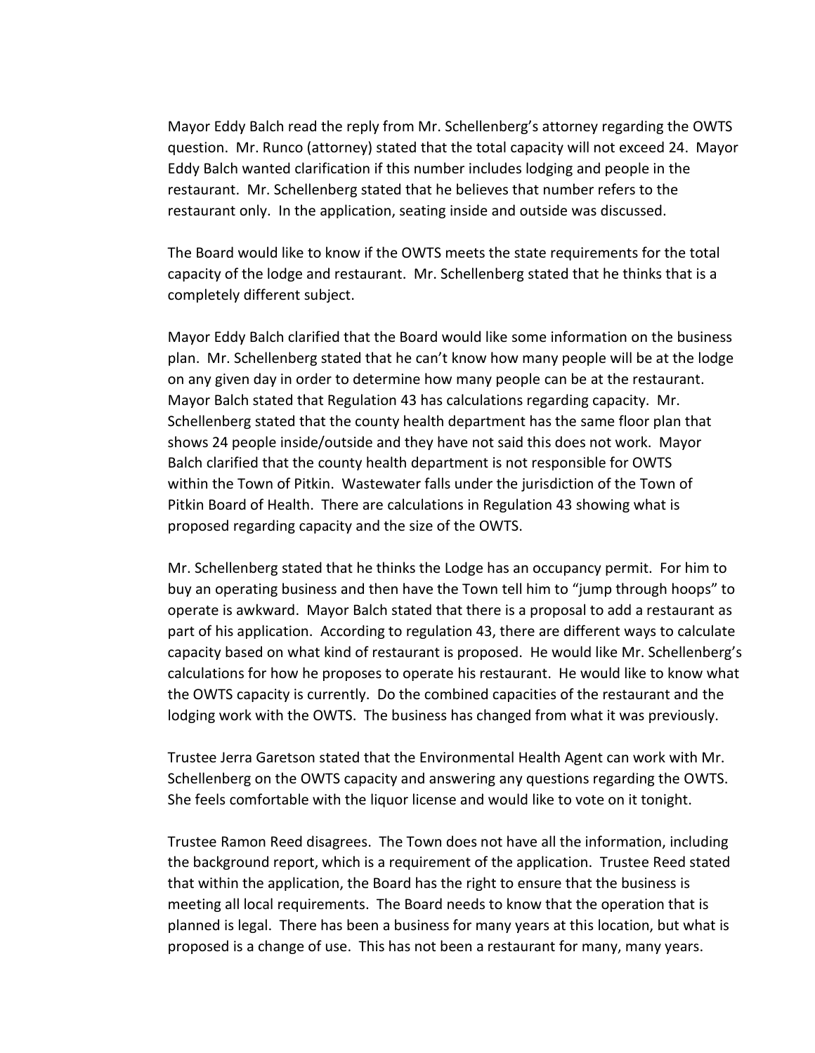Mayor Eddy Balch read the reply from Mr. Schellenberg's attorney regarding the OWTS question. Mr. Runco (attorney) stated that the total capacity will not exceed 24. Mayor Eddy Balch wanted clarification if this number includes lodging and people in the restaurant. Mr. Schellenberg stated that he believes that number refers to the restaurant only. In the application, seating inside and outside was discussed.

The Board would like to know if the OWTS meets the state requirements for the total capacity of the lodge and restaurant. Mr. Schellenberg stated that he thinks that is a completely different subject.

Mayor Eddy Balch clarified that the Board would like some information on the business plan. Mr. Schellenberg stated that he can't know how many people will be at the lodge on any given day in order to determine how many people can be at the restaurant. Mayor Balch stated that Regulation 43 has calculations regarding capacity. Mr. Schellenberg stated that the county health department has the same floor plan that shows 24 people inside/outside and they have not said this does not work. Mayor Balch clarified that the county health department is not responsible for OWTS within the Town of Pitkin. Wastewater falls under the jurisdiction of the Town of Pitkin Board of Health. There are calculations in Regulation 43 showing what is proposed regarding capacity and the size of the OWTS.

Mr. Schellenberg stated that he thinks the Lodge has an occupancy permit. For him to buy an operating business and then have the Town tell him to "jump through hoops" to operate is awkward. Mayor Balch stated that there is a proposal to add a restaurant as part of his application. According to regulation 43, there are different ways to calculate capacity based on what kind of restaurant is proposed. He would like Mr. Schellenberg's calculations for how he proposes to operate his restaurant. He would like to know what the OWTS capacity is currently. Do the combined capacities of the restaurant and the lodging work with the OWTS. The business has changed from what it was previously.

Trustee Jerra Garetson stated that the Environmental Health Agent can work with Mr. Schellenberg on the OWTS capacity and answering any questions regarding the OWTS. She feels comfortable with the liquor license and would like to vote on it tonight.

Trustee Ramon Reed disagrees. The Town does not have all the information, including the background report, which is a requirement of the application. Trustee Reed stated that within the application, the Board has the right to ensure that the business is meeting all local requirements. The Board needs to know that the operation that is planned is legal. There has been a business for many years at this location, but what is proposed is a change of use. This has not been a restaurant for many, many years.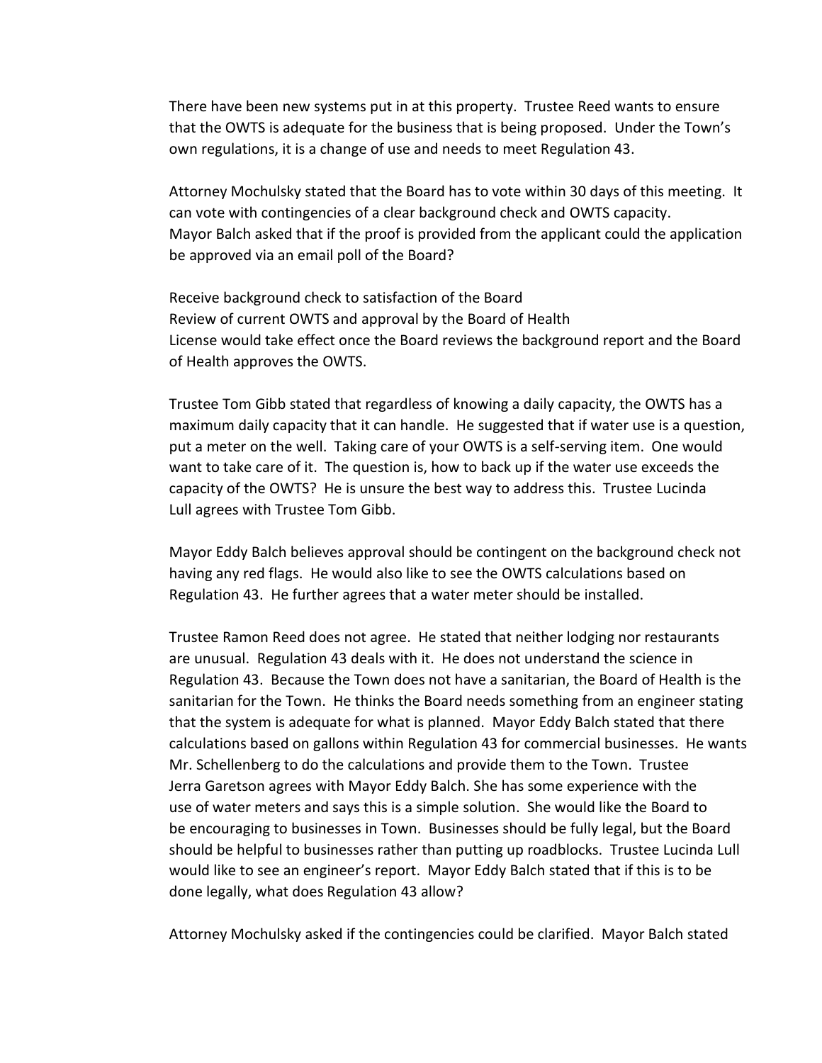There have been new systems put in at this property. Trustee Reed wants to ensure that the OWTS is adequate for the business that is being proposed. Under the Town's own regulations, it is a change of use and needs to meet Regulation 43.

Attorney Mochulsky stated that the Board has to vote within 30 days of this meeting. It can vote with contingencies of a clear background check and OWTS capacity. Mayor Balch asked that if the proof is provided from the applicant could the application be approved via an email poll of the Board?

Receive background check to satisfaction of the Board
Review of current OWTS and approval by the Board of Health
License would take effect once the Board reviews the background report and the Board of Health approves the OWTS.

Trustee Tom Gibb stated that regardless of knowing a daily capacity, the OWTS has a maximum daily capacity that it can handle. He suggested that if water use is a question, put a meter on the well. Taking care of your OWTS is a self-serving item. One would want to take care of it. The question is, how to back up if the water use exceeds the capacity of the OWTS? He is unsure the best way to address this. Trustee Lucinda Lull agrees with Trustee Tom Gibb.

Mayor Eddy Balch believes approval should be contingent on the background check not having any red flags. He would also like to see the OWTS calculations based on Regulation 43. He further agrees that a water meter should be installed.

Trustee Ramon Reed does not agree. He stated that neither lodging nor restaurants are unusual. Regulation 43 deals with it. He does not understand the science in Regulation 43. Because the Town does not have a sanitarian, the Board of Health is the sanitarian for the Town. He thinks the Board needs something from an engineer stating that the system is adequate for what is planned. Mayor Eddy Balch stated that there calculations based on gallons within Regulation 43 for commercial businesses. He wants Mr. Schellenberg to do the calculations and provide them to the Town. Trustee Jerra Garetson agrees with Mayor Eddy Balch. She has some experience with the use of water meters and says this is a simple solution. She would like the Board to be encouraging to businesses in Town. Businesses should be fully legal, but the Board should be helpful to businesses rather than putting up roadblocks. Trustee Lucinda Lull would like to see an engineer's report. Mayor Eddy Balch stated that if this is to be done legally, what does Regulation 43 allow?

Attorney Mochulsky asked if the contingencies could be clarified. Mayor Balch stated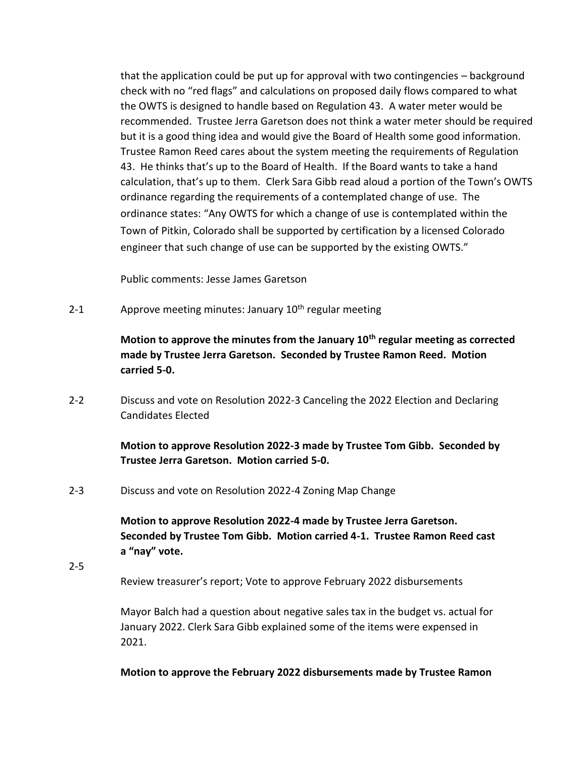that the application could be put up for approval with two contingencies – background check with no "red flags" and calculations on proposed daily flows compared to what the OWTS is designed to handle based on Regulation 43. A water meter would be recommended. Trustee Jerra Garetson does not think a water meter should be required but it is a good thing idea and would give the Board of Health some good information. Trustee Ramon Reed cares about the system meeting the requirements of Regulation 43. He thinks that's up to the Board of Health. If the Board wants to take a hand calculation, that's up to them. Clerk Sara Gibb read aloud a portion of the Town's OWTS ordinance regarding the requirements of a contemplated change of use. The ordinance states: "Any OWTS for which a change of use is contemplated within the Town of Pitkin, Colorado shall be supported by certification by a licensed Colorado engineer that such change of use can be supported by the existing OWTS."

Public comments: Jesse James Garetson

2-1 Approve meeting minutes: January 10th regular meeting

**Motion to approve the minutes from the January 10th regular meeting as corrected made by Trustee Jerra Garetson. Seconded by Trustee Ramon Reed. Motion carried 5-0.**

2-2 Discuss and vote on Resolution 2022-3 Canceling the 2022 Election and Declaring Candidates Elected

**Motion to approve Resolution 2022-3 made by Trustee Tom Gibb. Seconded by Trustee Jerra Garetson. Motion carried 5-0.**

2-3 Discuss and vote on Resolution 2022-4 Zoning Map Change

**Motion to approve Resolution 2022-4 made by Trustee Jerra Garetson. Seconded by Trustee Tom Gibb. Motion carried 4-1. Trustee Ramon Reed cast a "nay" vote.**

2-5 Review treasurer's report; Vote to approve February 2022 disbursements

Mayor Balch had a question about negative sales tax in the budget vs. actual for January 2022. Clerk Sara Gibb explained some of the items were expensed in 2021.

**Motion to approve the February 2022 disbursements made by Trustee Ramon**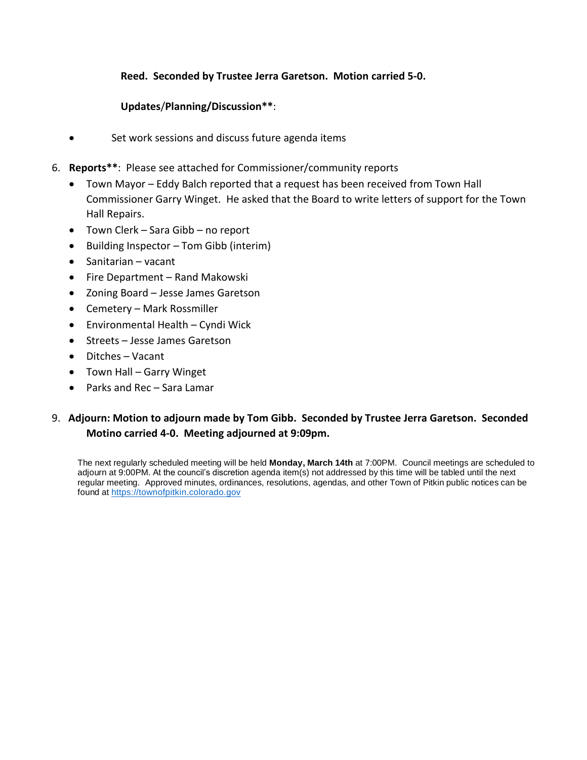**Reed. Seconded by Trustee Jerra Garetson. Motion carried 5-0.**

**Updates/Planning/Discussion****:

- Set work sessions and discuss future agenda items

6. **Reports****: Please see attached for Commissioner/community reports
   - Town Mayor – Eddy Balch reported that a request has been received from Town Hall Commissioner Garry Winget. He asked that the Board to write letters of support for the Town Hall Repairs.
   - Town Clerk – Sara Gibb – no report
   - Building Inspector – Tom Gibb (interim)
   - Sanitarian – vacant
   - Fire Department – Rand Makowski
   - Zoning Board – Jesse James Garetson
   - Cemetery – Mark Rossmiller
   - Environmental Health – Cyndi Wick
   - Streets – Jesse James Garetson
   - Ditches – Vacant
   - Town Hall – Garry Winget
   - Parks and Rec – Sara Lamar

9. **Adjourn: Motion to adjourn made by Tom Gibb. Seconded by Trustee Jerra Garetson. Seconded Motino carried 4-0. Meeting adjourned at 9:09pm.**

The next regularly scheduled meeting will be held **Monday, March 14th** at 7:00PM. Council meetings are scheduled to adjourn at 9:00PM. At the council's discretion agenda item(s) not addressed by this time will be tabled until the next regular meeting. Approved minutes, ordinances, resolutions, agendas, and other Town of Pitkin public notices can be found at https://townofpitkin.colorado.gov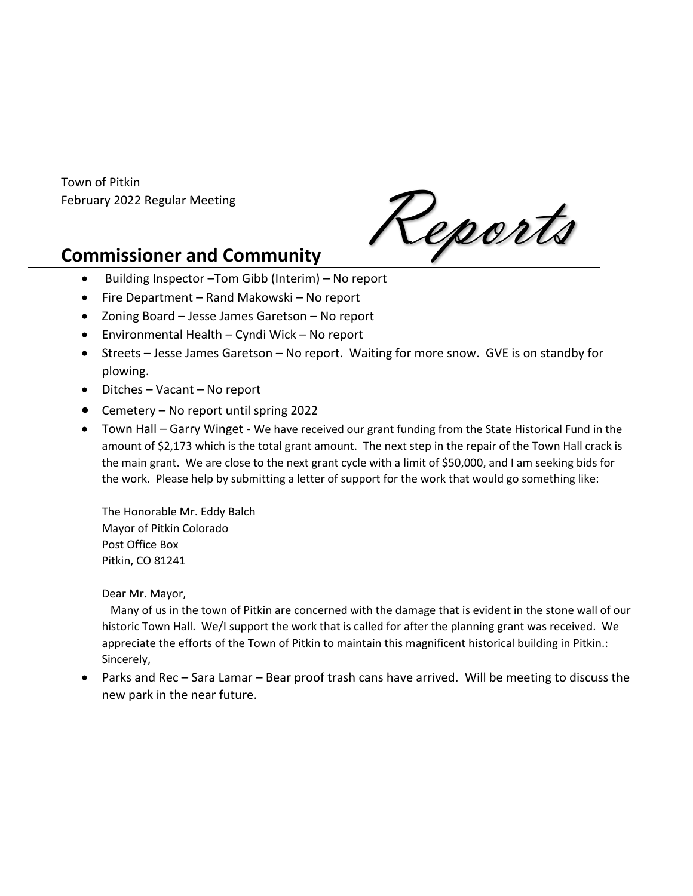Town of Pitkin
February 2022 Regular Meeting

*Reports*

## Commissioner and Community

- Building Inspector –Tom Gibb (Interim) – No report
- Fire Department – Rand Makowski – No report
- Zoning Board – Jesse James Garetson – No report
- Environmental Health – Cyndi Wick – No report
- Streets – Jesse James Garetson – No report. Waiting for more snow. GVE is on standby for plowing.
- Ditches – Vacant – No report
- Cemetery – No report until spring 2022
- Town Hall – Garry Winget - We have received our grant funding from the State Historical Fund in the amount of $2,173 which is the total grant amount. The next step in the repair of the Town Hall crack is the main grant. We are close to the next grant cycle with a limit of $50,000, and I am seeking bids for the work. Please help by submitting a letter of support for the work that would go something like:

  The Honorable Mr. Eddy Balch
  Mayor of Pitkin Colorado
  Post Office Box
  Pitkin, CO 81241

  Dear Mr. Mayor,

  Many of us in the town of Pitkin are concerned with the damage that is evident in the stone wall of our historic Town Hall. We/I support the work that is called for after the planning grant was received. We appreciate the efforts of the Town of Pitkin to maintain this magnificent historical building in Pitkin.:
  Sincerely,

- Parks and Rec – Sara Lamar – Bear proof trash cans have arrived. Will be meeting to discuss the new park in the near future.